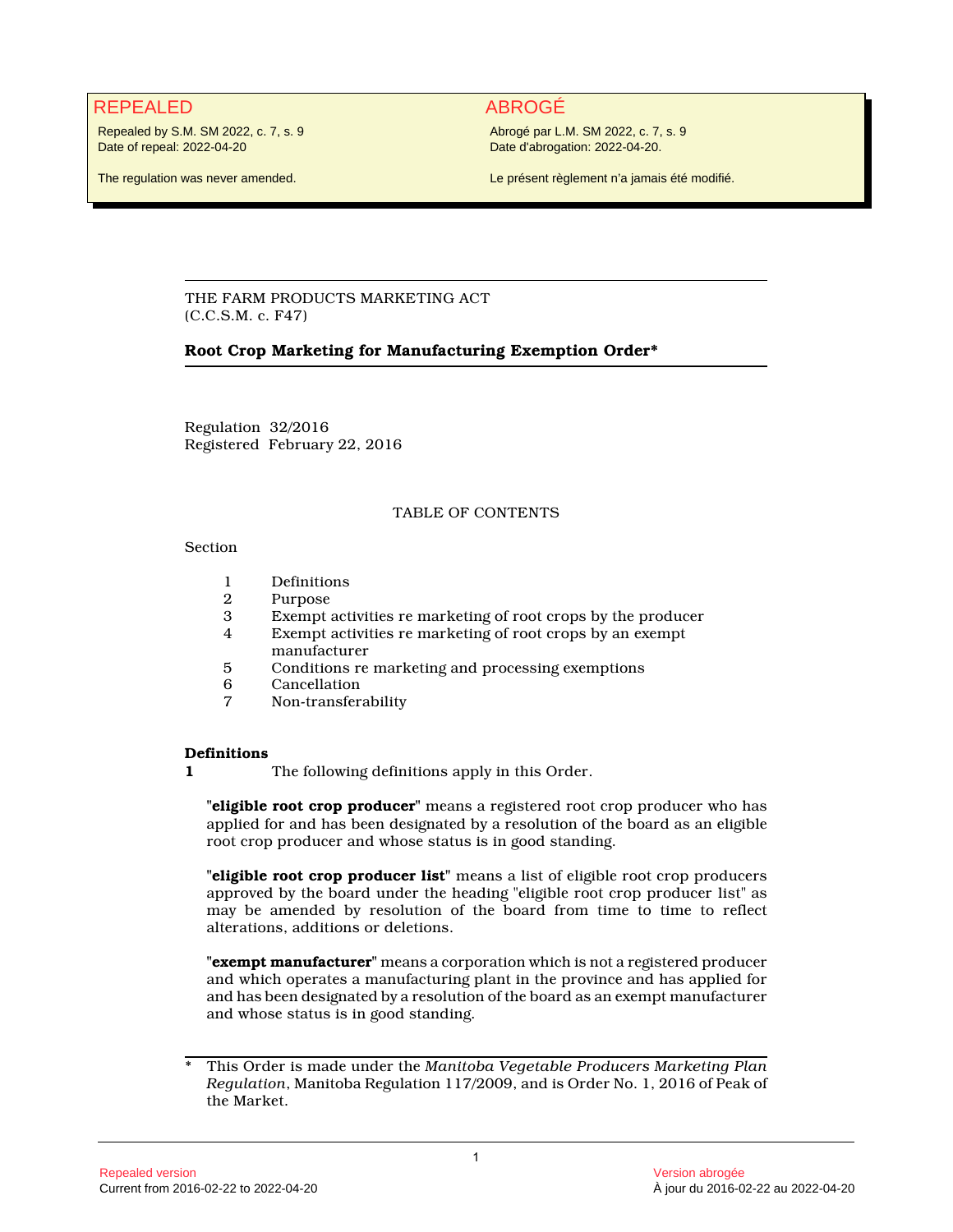REPEALED

Repealed by S.M. SM 2022, c. 7, s. 9
Date of repeal: 2022-04-20

The regulation was never amended.

ABROGÉ

Abrogé par L.M. SM 2022, c. 7, s. 9
Date d'abrogation: 2022-04-20.

Le présent règlement n'a jamais été modifié.

THE FARM PRODUCTS MARKETING ACT
(C.C.S.M. c. F47)

**Root Crop Marketing for Manufacturing Exemption Order***

Regulation 32/2016
Registered February 22, 2016

TABLE OF CONTENTS

Section

1 Definitions
2 Purpose
3 Exempt activities re marketing of root crops by the producer
4 Exempt activities re marketing of root crops by an exempt manufacturer
5 Conditions re marketing and processing exemptions
6 Cancellation
7 Non-transferability

**Definitions**

**1** The following definitions apply in this Order.

"**eligible root crop producer**" means a registered root crop producer who has applied for and has been designated by a resolution of the board as an eligible root crop producer and whose status is in good standing.

"**eligible root crop producer list**" means a list of eligible root crop producers approved by the board under the heading "eligible root crop producer list" as may be amended by resolution of the board from time to time to reflect alterations, additions or deletions.

"**exempt manufacturer**" means a corporation which is not a registered producer and which operates a manufacturing plant in the province and has applied for and has been designated by a resolution of the board as an exempt manufacturer and whose status is in good standing.

\* This Order is made under the *Manitoba Vegetable Producers Marketing Plan Regulation*, Manitoba Regulation 117/2009, and is Order No. 1, 2016 of Peak of the Market.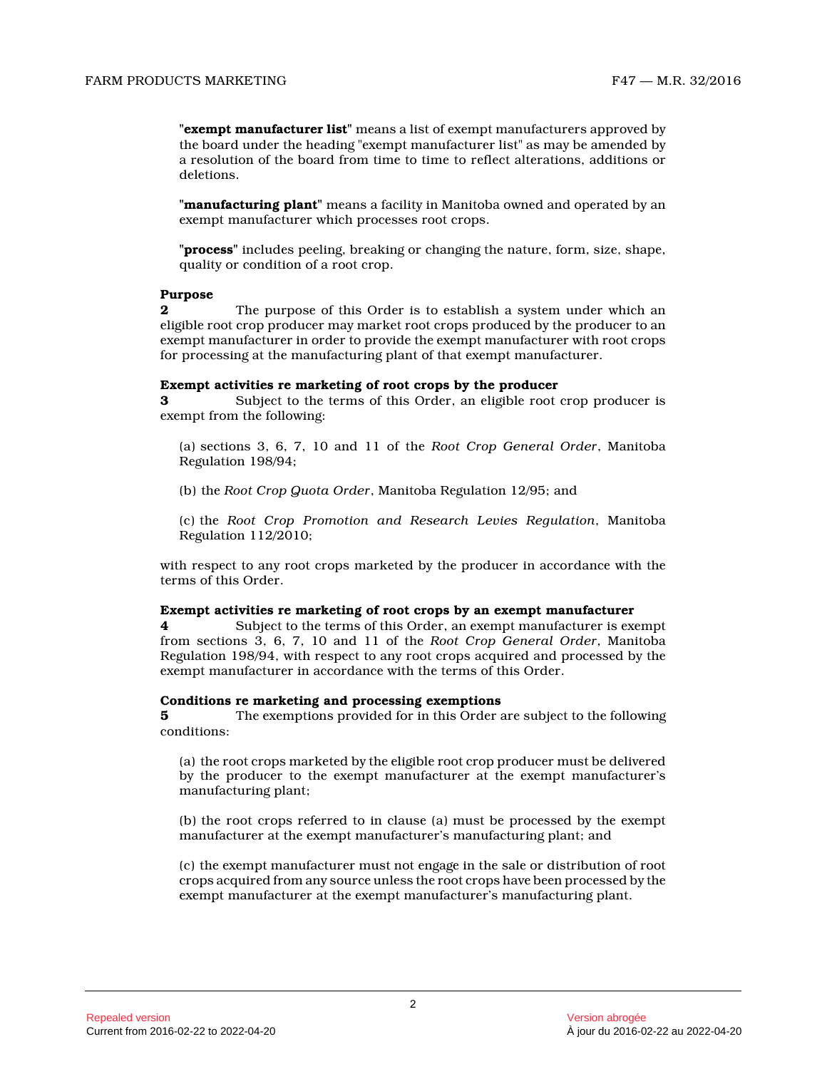"**exempt manufacturer list**" means a list of exempt manufacturers approved by the board under the heading "exempt manufacturer list" as may be amended by a resolution of the board from time to time to reflect alterations, additions or deletions.

"**manufacturing plant**" means a facility in Manitoba owned and operated by an exempt manufacturer which processes root crops.

"**process**" includes peeling, breaking or changing the nature, form, size, shape, quality or condition of a root crop.

**Purpose**

**2** The purpose of this Order is to establish a system under which an eligible root crop producer may market root crops produced by the producer to an exempt manufacturer in order to provide the exempt manufacturer with root crops for processing at the manufacturing plant of that exempt manufacturer.

**Exempt activities re marketing of root crops by the producer**

**3** Subject to the terms of this Order, an eligible root crop producer is exempt from the following:

(a) sections 3, 6, 7, 10 and 11 of the *Root Crop General Order*, Manitoba Regulation 198/94;

(b) the *Root Crop Quota Order*, Manitoba Regulation 12/95; and

(c) the *Root Crop Promotion and Research Levies Regulation*, Manitoba Regulation 112/2010;

with respect to any root crops marketed by the producer in accordance with the terms of this Order.

**Exempt activities re marketing of root crops by an exempt manufacturer**

**4** Subject to the terms of this Order, an exempt manufacturer is exempt from sections 3, 6, 7, 10 and 11 of the *Root Crop General Order*, Manitoba Regulation 198/94, with respect to any root crops acquired and processed by the exempt manufacturer in accordance with the terms of this Order.

**Conditions re marketing and processing exemptions**

**5** The exemptions provided for in this Order are subject to the following conditions:

(a) the root crops marketed by the eligible root crop producer must be delivered by the producer to the exempt manufacturer at the exempt manufacturer's manufacturing plant;

(b) the root crops referred to in clause (a) must be processed by the exempt manufacturer at the exempt manufacturer's manufacturing plant; and

(c) the exempt manufacturer must not engage in the sale or distribution of root crops acquired from any source unless the root crops have been processed by the exempt manufacturer at the exempt manufacturer's manufacturing plant.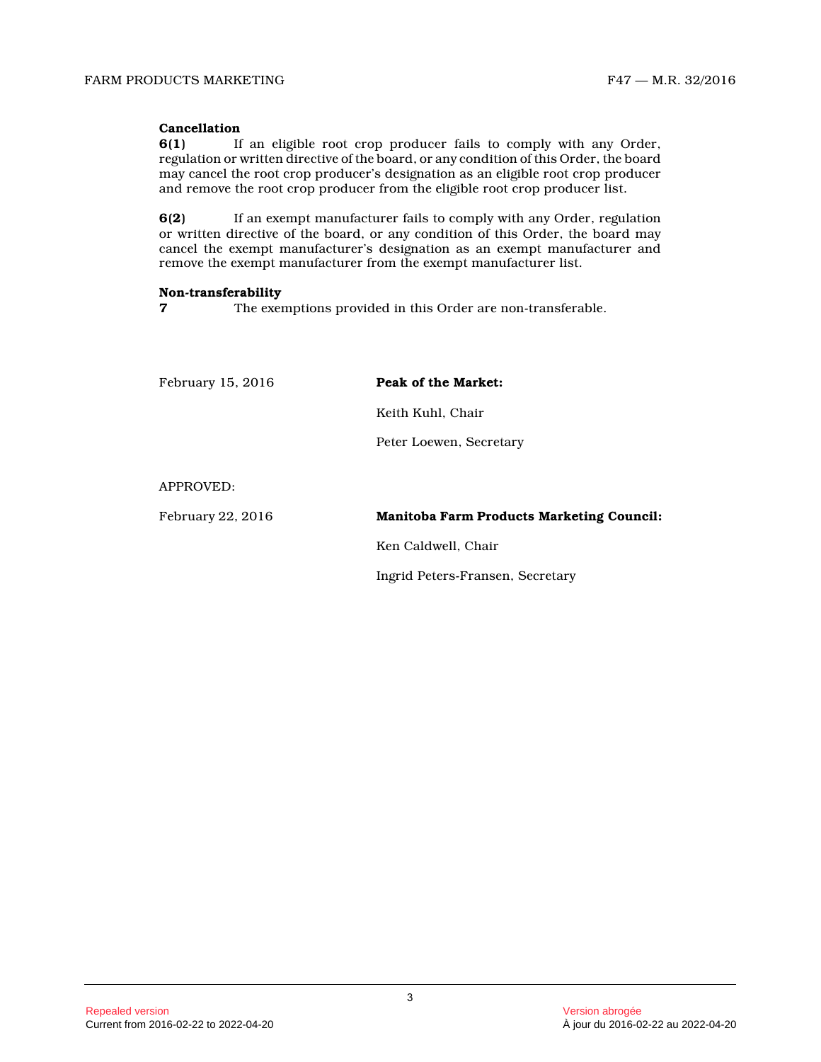**Cancellation**

**6(1)** If an eligible root crop producer fails to comply with any Order, regulation or written directive of the board, or any condition of this Order, the board may cancel the root crop producer's designation as an eligible root crop producer and remove the root crop producer from the eligible root crop producer list.

**6(2)** If an exempt manufacturer fails to comply with any Order, regulation or written directive of the board, or any condition of this Order, the board may cancel the exempt manufacturer's designation as an exempt manufacturer and remove the exempt manufacturer from the exempt manufacturer list.

**Non-transferability**

**7** The exemptions provided in this Order are non-transferable.

February 15, 2016

**Peak of the Market:**

Keith Kuhl, Chair

Peter Loewen, Secretary

APPROVED:

February 22, 2016

**Manitoba Farm Products Marketing Council:**

Ken Caldwell, Chair

Ingrid Peters-Fransen, Secretary